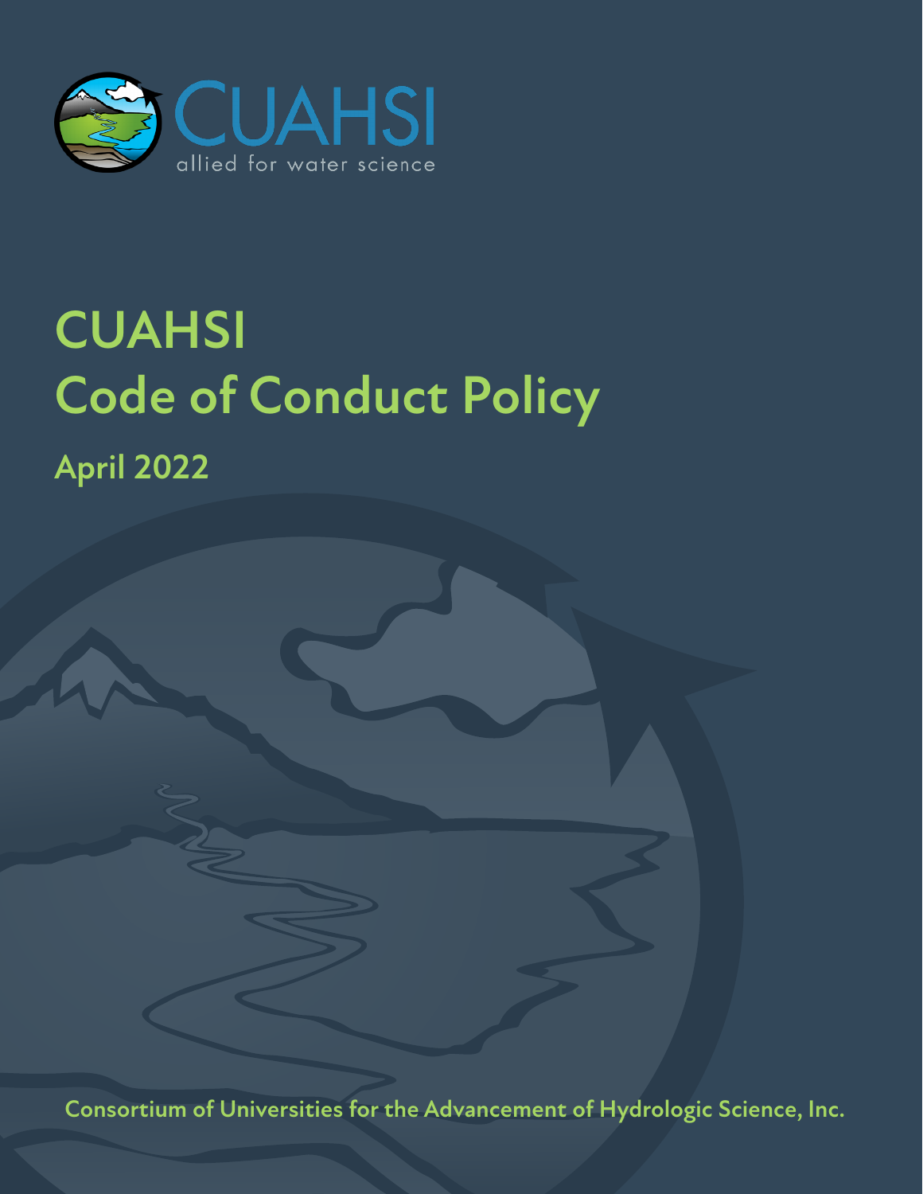CUAHSI

allied for water science

# CUAHSI Code of Conduct Policy

## April 2022

**Consortium of Universities for the Advancement of Hydrologic Science, Inc.**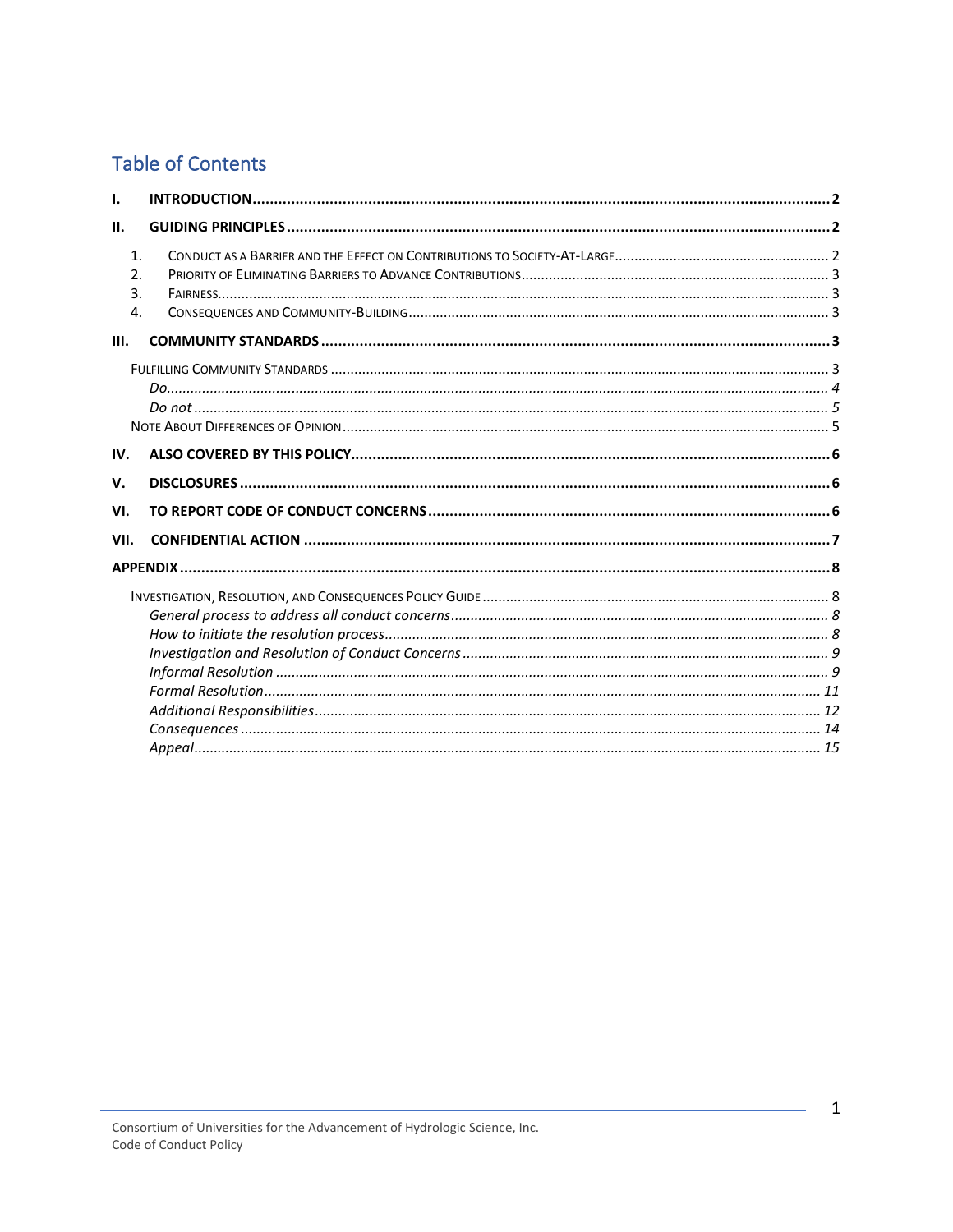# Table of Contents

- I. **INTRODUCTION** ........ 2
- II. **GUIDING PRINCIPLES** ........ 2
  1. CONDUCT AS A BARRIER AND THE EFFECT ON CONTRIBUTIONS TO SOCIETY-AT-LARGE ........ 2
  2. PRIORITY OF ELIMINATING BARRIERS TO ADVANCE CONTRIBUTIONS ........ 3
  3. FAIRNESS ........ 3
  4. CONSEQUENCES AND COMMUNITY-BUILDING ........ 3
- III. **COMMUNITY STANDARDS** ........ 3
  - FULFILLING COMMUNITY STANDARDS ........ 3
    - *Do* ........ 4
    - *Do not* ........ 5
  - NOTE ABOUT DIFFERENCES OF OPINION ........ 5
- IV. **ALSO COVERED BY THIS POLICY** ........ 6
- V. **DISCLOSURES** ........ 6
- VI. **TO REPORT CODE OF CONDUCT CONCERNS** ........ 6
- VII. **CONFIDENTIAL ACTION** ........ 7
- **APPENDIX** ........ 8
  - INVESTIGATION, RESOLUTION, AND CONSEQUENCES POLICY GUIDE ........ 8
    - *General process to address all conduct concerns* ........ 8
    - *How to initiate the resolution process* ........ 8
    - *Investigation and Resolution of Conduct Concerns* ........ 9
    - *Informal Resolution* ........ 9
    - *Formal Resolution* ........ 11
    - *Additional Responsibilities* ........ 12
    - *Consequences* ........ 14
    - *Appeal* ........ 15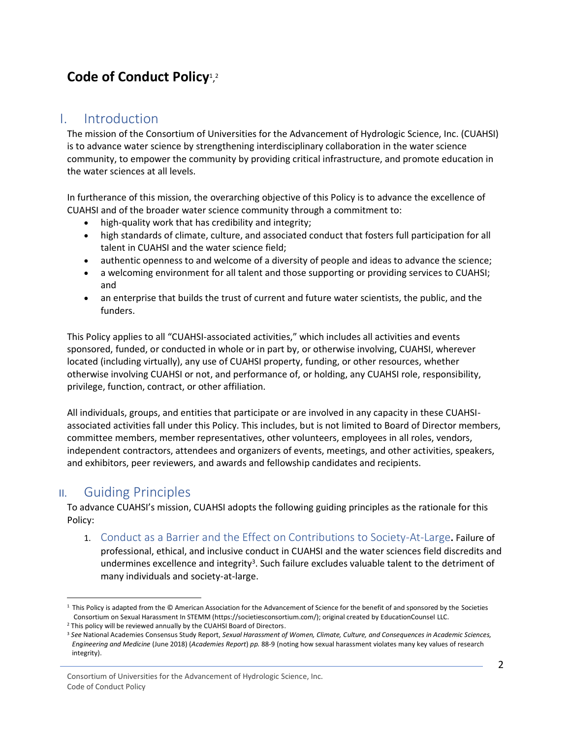# Code of Conduct Policy[1,2]

## I. Introduction

The mission of the Consortium of Universities for the Advancement of Hydrologic Science, Inc. (CUAHSI) is to advance water science by strengthening interdisciplinary collaboration in the water science community, to empower the community by providing critical infrastructure, and promote education in the water sciences at all levels.

In furtherance of this mission, the overarching objective of this Policy is to advance the excellence of CUAHSI and of the broader water science community through a commitment to:

- high-quality work that has credibility and integrity;
- high standards of climate, culture, and associated conduct that fosters full participation for all talent in CUAHSI and the water science field;
- authentic openness to and welcome of a diversity of people and ideas to advance the science;
- a welcoming environment for all talent and those supporting or providing services to CUAHSI; and
- an enterprise that builds the trust of current and future water scientists, the public, and the funders.

This Policy applies to all "CUAHSI-associated activities," which includes all activities and events sponsored, funded, or conducted in whole or in part by, or otherwise involving, CUAHSI, wherever located (including virtually), any use of CUAHSI property, funding, or other resources, whether otherwise involving CUAHSI or not, and performance of, or holding, any CUAHSI role, responsibility, privilege, function, contract, or other affiliation.

All individuals, groups, and entities that participate or are involved in any capacity in these CUAHSI-associated activities fall under this Policy. This includes, but is not limited to Board of Director members, committee members, member representatives, other volunteers, employees in all roles, vendors, independent contractors, attendees and organizers of events, meetings, and other activities, speakers, and exhibitors, peer reviewers, and awards and fellowship candidates and recipients.

## II. Guiding Principles

To advance CUAHSI's mission, CUAHSI adopts the following guiding principles as the rationale for this Policy:

1. Conduct as a Barrier and the Effect on Contributions to Society-At-Large**.** Failure of professional, ethical, and inclusive conduct in CUAHSI and the water sciences field discredits and undermines excellence and integrity[3]. Such failure excludes valuable talent to the detriment of many individuals and society-at-large.

---

[1] This Policy is adapted from the © American Association for the Advancement of Science for the benefit of and sponsored by the Societies Consortium on Sexual Harassment In STEMM (https://societiesconsortium.com/); original created by EducationCounsel LLC.

[2] This policy will be reviewed annually by the CUAHSI Board of Directors.

[3] *See* National Academies Consensus Study Report, *Sexual Harassment of Women, Climate, Culture, and Consequences in Academic Sciences, Engineering and Medicine* (June 2018) (*Academies Report*) *pp.* 88-9 (noting how sexual harassment violates many key values of research integrity).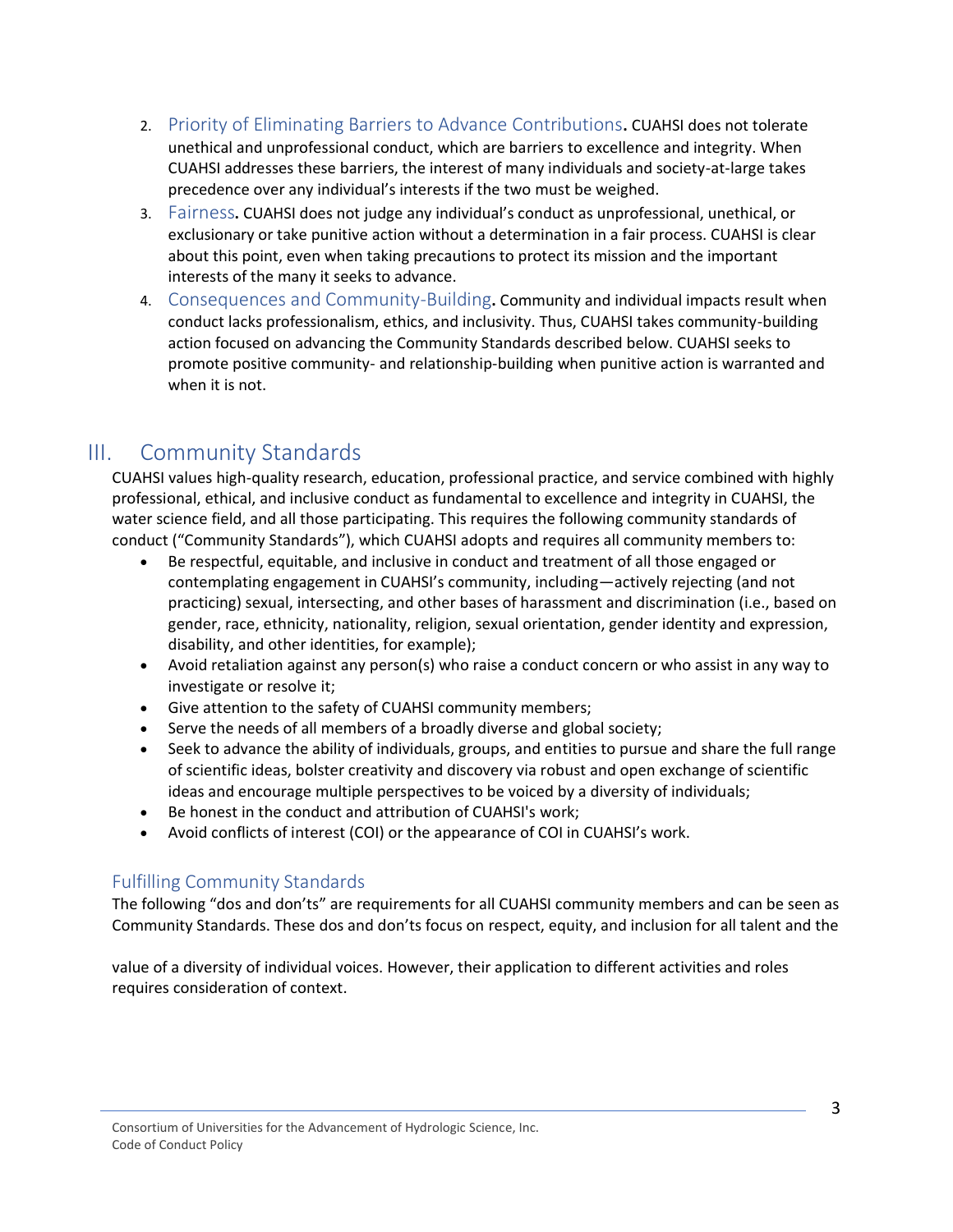2. Priority of Eliminating Barriers to Advance Contributions**.** CUAHSI does not tolerate unethical and unprofessional conduct, which are barriers to excellence and integrity. When CUAHSI addresses these barriers, the interest of many individuals and society-at-large takes precedence over any individual's interests if the two must be weighed.
3. Fairness**.** CUAHSI does not judge any individual's conduct as unprofessional, unethical, or exclusionary or take punitive action without a determination in a fair process. CUAHSI is clear about this point, even when taking precautions to protect its mission and the important interests of the many it seeks to advance.
4. Consequences and Community-Building**.** Community and individual impacts result when conduct lacks professionalism, ethics, and inclusivity. Thus, CUAHSI takes community-building action focused on advancing the Community Standards described below. CUAHSI seeks to promote positive community- and relationship-building when punitive action is warranted and when it is not.

# III. Community Standards

CUAHSI values high-quality research, education, professional practice, and service combined with highly professional, ethical, and inclusive conduct as fundamental to excellence and integrity in CUAHSI, the water science field, and all those participating. This requires the following community standards of conduct ("Community Standards"), which CUAHSI adopts and requires all community members to:

- Be respectful, equitable, and inclusive in conduct and treatment of all those engaged or contemplating engagement in CUAHSI's community, including—actively rejecting (and not practicing) sexual, intersecting, and other bases of harassment and discrimination (i.e., based on gender, race, ethnicity, nationality, religion, sexual orientation, gender identity and expression, disability, and other identities, for example);
- Avoid retaliation against any person(s) who raise a conduct concern or who assist in any way to investigate or resolve it;
- Give attention to the safety of CUAHSI community members;
- Serve the needs of all members of a broadly diverse and global society;
- Seek to advance the ability of individuals, groups, and entities to pursue and share the full range of scientific ideas, bolster creativity and discovery via robust and open exchange of scientific ideas and encourage multiple perspectives to be voiced by a diversity of individuals;
- Be honest in the conduct and attribution of CUAHSI's work;
- Avoid conflicts of interest (COI) or the appearance of COI in CUAHSI's work.

## Fulfilling Community Standards

The following "dos and don'ts" are requirements for all CUAHSI community members and can be seen as Community Standards. These dos and don'ts focus on respect, equity, and inclusion for all talent and the value of a diversity of individual voices. However, their application to different activities and roles requires consideration of context.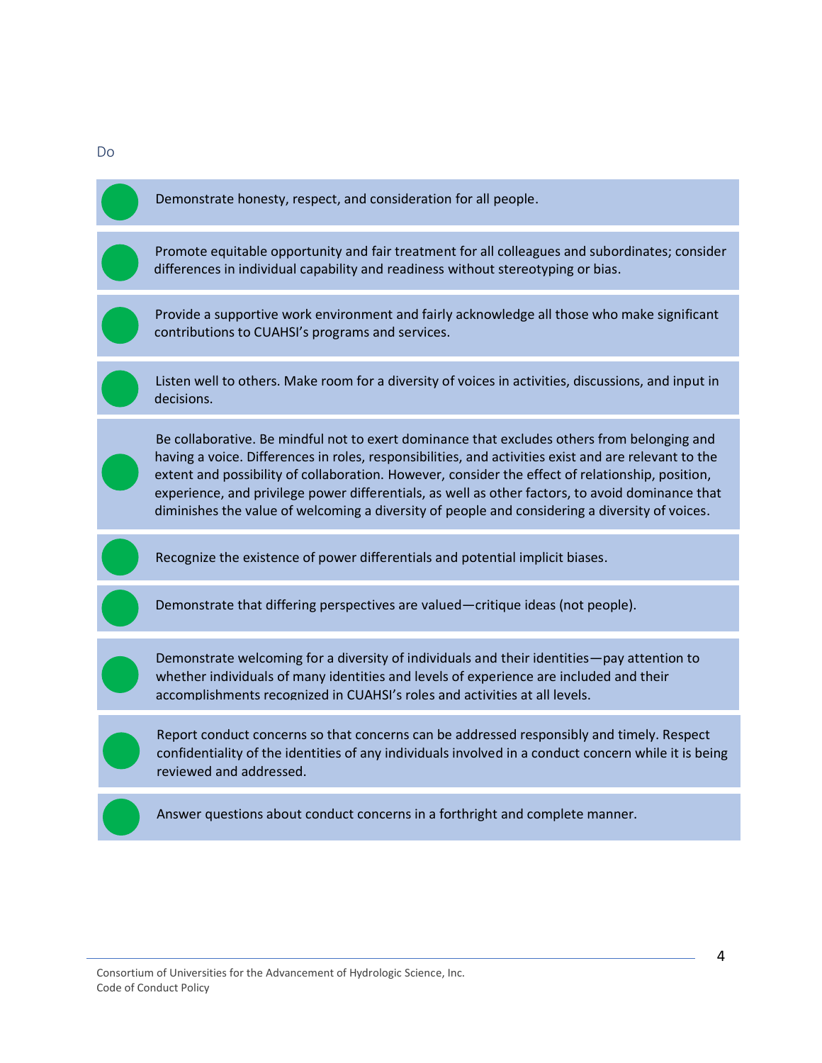## Do

- Demonstrate honesty, respect, and consideration for all people.
- Promote equitable opportunity and fair treatment for all colleagues and subordinates; consider differences in individual capability and readiness without stereotyping or bias.
- Provide a supportive work environment and fairly acknowledge all those who make significant contributions to CUAHSI's programs and services.
- Listen well to others. Make room for a diversity of voices in activities, discussions, and input in decisions.
- Be collaborative. Be mindful not to exert dominance that excludes others from belonging and having a voice. Differences in roles, responsibilities, and activities exist and are relevant to the extent and possibility of collaboration. However, consider the effect of relationship, position, experience, and privilege power differentials, as well as other factors, to avoid dominance that diminishes the value of welcoming a diversity of people and considering a diversity of voices.
- Recognize the existence of power differentials and potential implicit biases.
- Demonstrate that differing perspectives are valued—critique ideas (not people).
- Demonstrate welcoming for a diversity of individuals and their identities—pay attention to whether individuals of many identities and levels of experience are included and their accomplishments recognized in CUAHSI's roles and activities at all levels.
- Report conduct concerns so that concerns can be addressed responsibly and timely. Respect confidentiality of the identities of any individuals involved in a conduct concern while it is being reviewed and addressed.
- Answer questions about conduct concerns in a forthright and complete manner.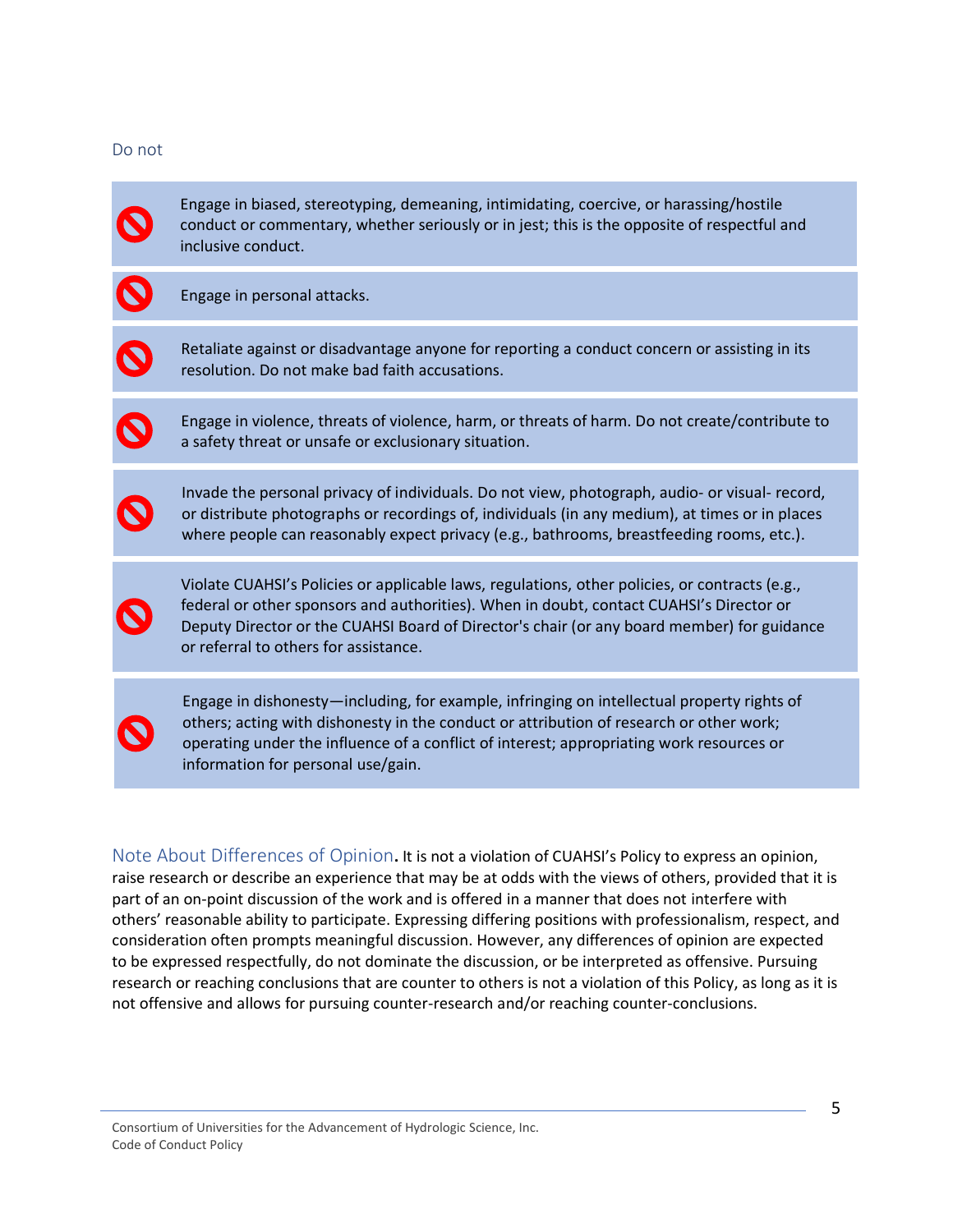### Do not

- Engage in biased, stereotyping, demeaning, intimidating, coercive, or harassing/hostile conduct or commentary, whether seriously or in jest; this is the opposite of respectful and inclusive conduct.
- Engage in personal attacks.
- Retaliate against or disadvantage anyone for reporting a conduct concern or assisting in its resolution. Do not make bad faith accusations.
- Engage in violence, threats of violence, harm, or threats of harm. Do not create/contribute to a safety threat or unsafe or exclusionary situation.
- Invade the personal privacy of individuals. Do not view, photograph, audio- or visual- record, or distribute photographs or recordings of, individuals (in any medium), at times or in places where people can reasonably expect privacy (e.g., bathrooms, breastfeeding rooms, etc.).
- Violate CUAHSI's Policies or applicable laws, regulations, other policies, or contracts (e.g., federal or other sponsors and authorities). When in doubt, contact CUAHSI's Director or Deputy Director or the CUAHSI Board of Director's chair (or any board member) for guidance or referral to others for assistance.
- Engage in dishonesty—including, for example, infringing on intellectual property rights of others; acting with dishonesty in the conduct or attribution of research or other work; operating under the influence of a conflict of interest; appropriating work resources or information for personal use/gain.

**Note About Differences of Opinion.** It is not a violation of CUAHSI's Policy to express an opinion, raise research or describe an experience that may be at odds with the views of others, provided that it is part of an on-point discussion of the work and is offered in a manner that does not interfere with others' reasonable ability to participate. Expressing differing positions with professionalism, respect, and consideration often prompts meaningful discussion. However, any differences of opinion are expected to be expressed respectfully, do not dominate the discussion, or be interpreted as offensive. Pursuing research or reaching conclusions that are counter to others is not a violation of this Policy, as long as it is not offensive and allows for pursuing counter-research and/or reaching counter-conclusions.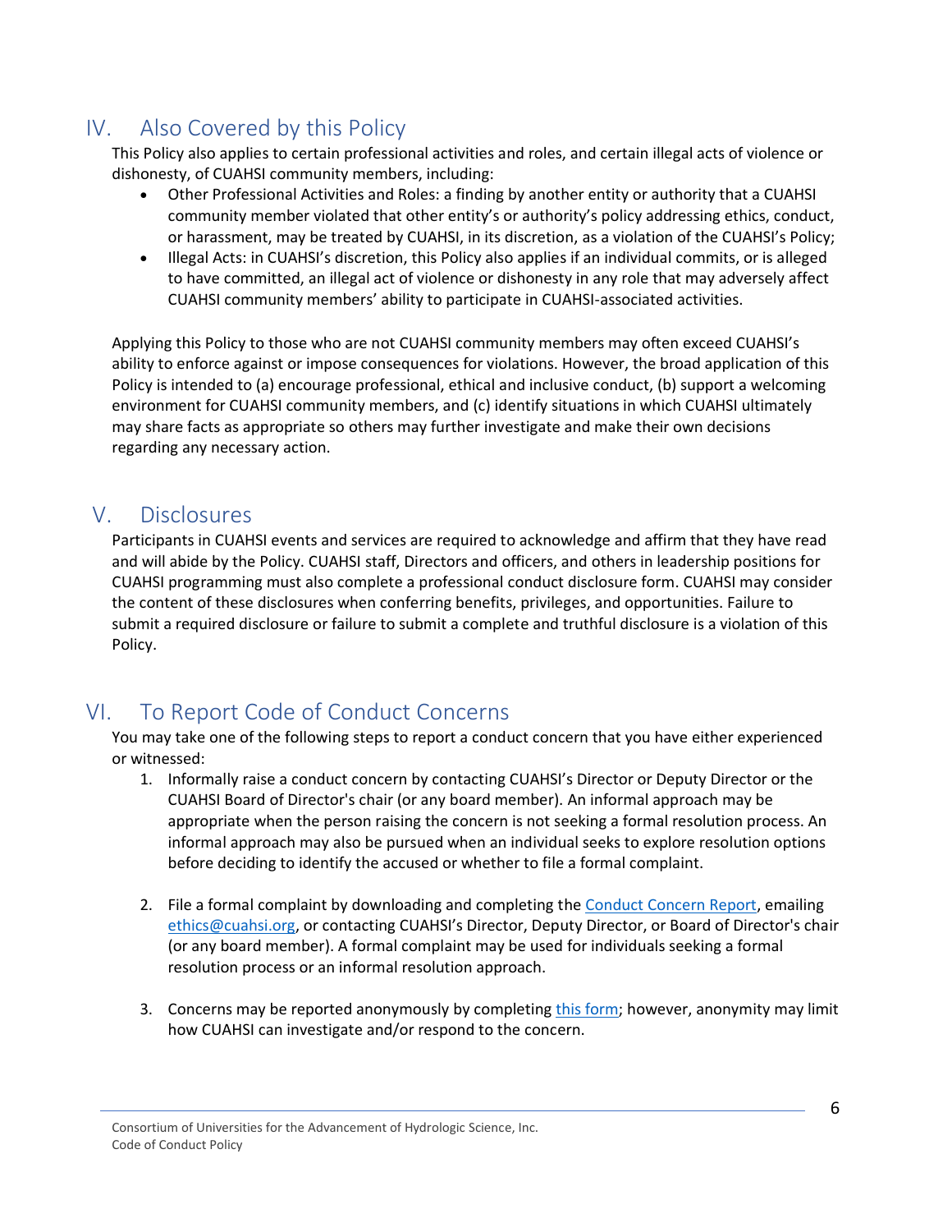## IV. Also Covered by this Policy

This Policy also applies to certain professional activities and roles, and certain illegal acts of violence or dishonesty, of CUAHSI community members, including:

- Other Professional Activities and Roles: a finding by another entity or authority that a CUAHSI community member violated that other entity's or authority's policy addressing ethics, conduct, or harassment, may be treated by CUAHSI, in its discretion, as a violation of the CUAHSI's Policy;
- Illegal Acts: in CUAHSI's discretion, this Policy also applies if an individual commits, or is alleged to have committed, an illegal act of violence or dishonesty in any role that may adversely affect CUAHSI community members' ability to participate in CUAHSI-associated activities.

Applying this Policy to those who are not CUAHSI community members may often exceed CUAHSI's ability to enforce against or impose consequences for violations. However, the broad application of this Policy is intended to (a) encourage professional, ethical and inclusive conduct, (b) support a welcoming environment for CUAHSI community members, and (c) identify situations in which CUAHSI ultimately may share facts as appropriate so others may further investigate and make their own decisions regarding any necessary action.

## V. Disclosures

Participants in CUAHSI events and services are required to acknowledge and affirm that they have read and will abide by the Policy. CUAHSI staff, Directors and officers, and others in leadership positions for CUAHSI programming must also complete a professional conduct disclosure form. CUAHSI may consider the content of these disclosures when conferring benefits, privileges, and opportunities. Failure to submit a required disclosure or failure to submit a complete and truthful disclosure is a violation of this Policy.

## VI. To Report Code of Conduct Concerns

You may take one of the following steps to report a conduct concern that you have either experienced or witnessed:

1. Informally raise a conduct concern by contacting CUAHSI's Director or Deputy Director or the CUAHSI Board of Director's chair (or any board member). An informal approach may be appropriate when the person raising the concern is not seeking a formal resolution process. An informal approach may also be pursued when an individual seeks to explore resolution options before deciding to identify the accused or whether to file a formal complaint.

2. File a formal complaint by downloading and completing the Conduct Concern Report, emailing ethics@cuahsi.org, or contacting CUAHSI's Director, Deputy Director, or Board of Director's chair (or any board member). A formal complaint may be used for individuals seeking a formal resolution process or an informal resolution approach.

3. Concerns may be reported anonymously by completing this form; however, anonymity may limit how CUAHSI can investigate and/or respond to the concern.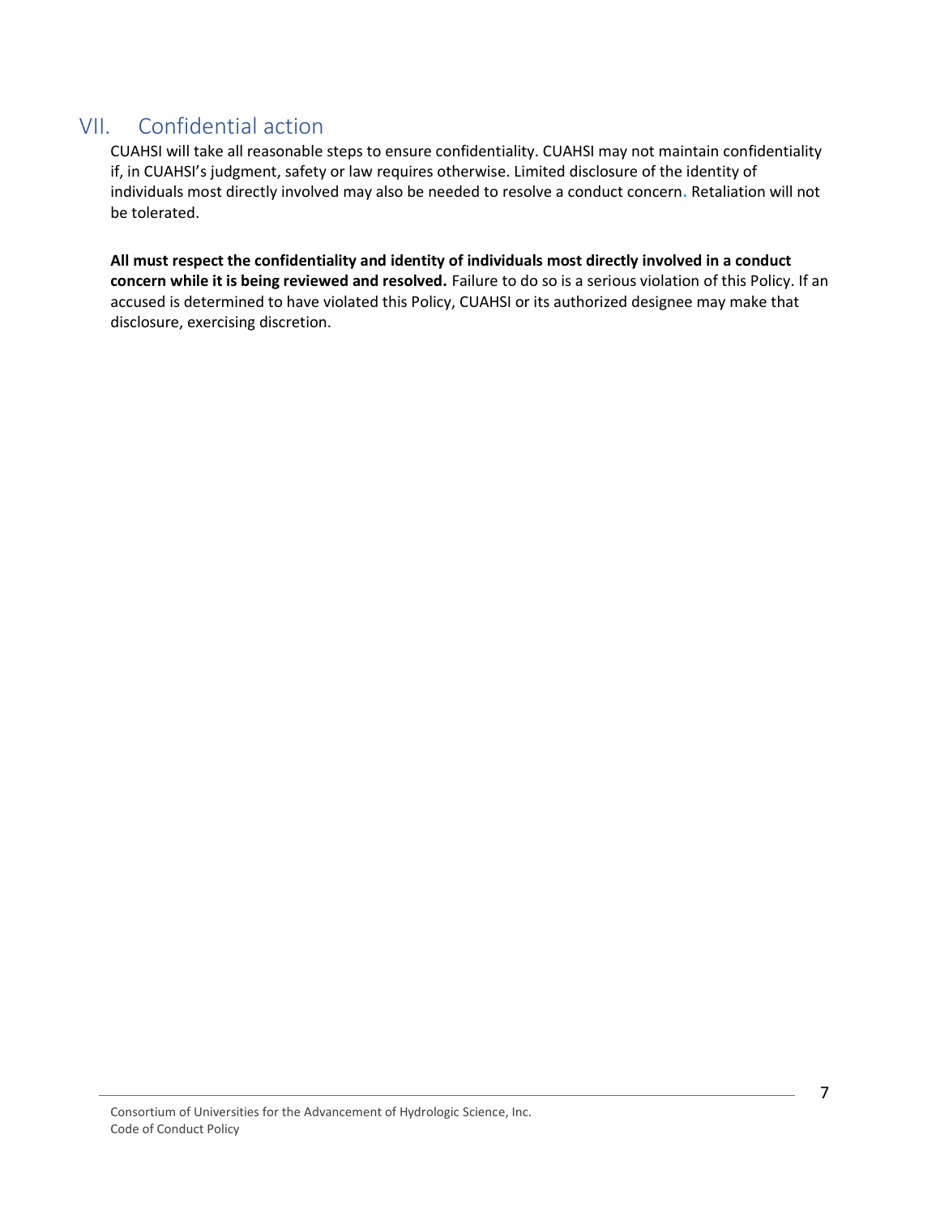## VII. Confidential action

CUAHSI will take all reasonable steps to ensure confidentiality. CUAHSI may not maintain confidentiality if, in CUAHSI's judgment, safety or law requires otherwise. Limited disclosure of the identity of individuals most directly involved may also be needed to resolve a conduct concern. Retaliation will not be tolerated.

**All must respect the confidentiality and identity of individuals most directly involved in a conduct concern while it is being reviewed and resolved.** Failure to do so is a serious violation of this Policy. If an accused is determined to have violated this Policy, CUAHSI or its authorized designee may make that disclosure, exercising discretion.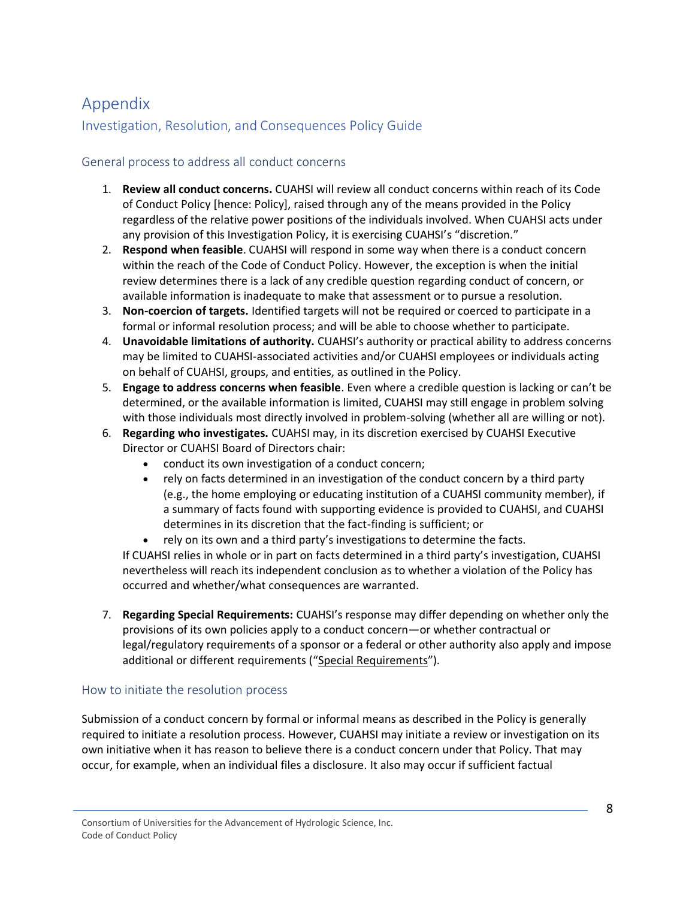# Appendix

## Investigation, Resolution, and Consequences Policy Guide

### General process to address all conduct concerns

1. **Review all conduct concerns.** CUAHSI will review all conduct concerns within reach of its Code of Conduct Policy [hence: Policy], raised through any of the means provided in the Policy regardless of the relative power positions of the individuals involved. When CUAHSI acts under any provision of this Investigation Policy, it is exercising CUAHSI's "discretion."
2. **Respond when feasible**. CUAHSI will respond in some way when there is a conduct concern within the reach of the Code of Conduct Policy. However, the exception is when the initial review determines there is a lack of any credible question regarding conduct of concern, or available information is inadequate to make that assessment or to pursue a resolution.
3. **Non-coercion of targets.** Identified targets will not be required or coerced to participate in a formal or informal resolution process; and will be able to choose whether to participate.
4. **Unavoidable limitations of authority.** CUAHSI's authority or practical ability to address concerns may be limited to CUAHSI-associated activities and/or CUAHSI employees or individuals acting on behalf of CUAHSI, groups, and entities, as outlined in the Policy.
5. **Engage to address concerns when feasible**. Even where a credible question is lacking or can't be determined, or the available information is limited, CUAHSI may still engage in problem solving with those individuals most directly involved in problem-solving (whether all are willing or not).
6. **Regarding who investigates.** CUAHSI may, in its discretion exercised by CUAHSI Executive Director or CUAHSI Board of Directors chair:
   - conduct its own investigation of a conduct concern;
   - rely on facts determined in an investigation of the conduct concern by a third party (e.g., the home employing or educating institution of a CUAHSI community member), if a summary of facts found with supporting evidence is provided to CUAHSI, and CUAHSI determines in its discretion that the fact-finding is sufficient; or
   - rely on its own and a third party's investigations to determine the facts.

   If CUAHSI relies in whole or in part on facts determined in a third party's investigation, CUAHSI nevertheless will reach its independent conclusion as to whether a violation of the Policy has occurred and whether/what consequences are warranted.

7. **Regarding Special Requirements:** CUAHSI's response may differ depending on whether only the provisions of its own policies apply to a conduct concern—or whether contractual or legal/regulatory requirements of a sponsor or a federal or other authority also apply and impose additional or different requirements ("Special Requirements").

### How to initiate the resolution process

Submission of a conduct concern by formal or informal means as described in the Policy is generally required to initiate a resolution process. However, CUAHSI may initiate a review or investigation on its own initiative when it has reason to believe there is a conduct concern under that Policy. That may occur, for example, when an individual files a disclosure. It also may occur if sufficient factual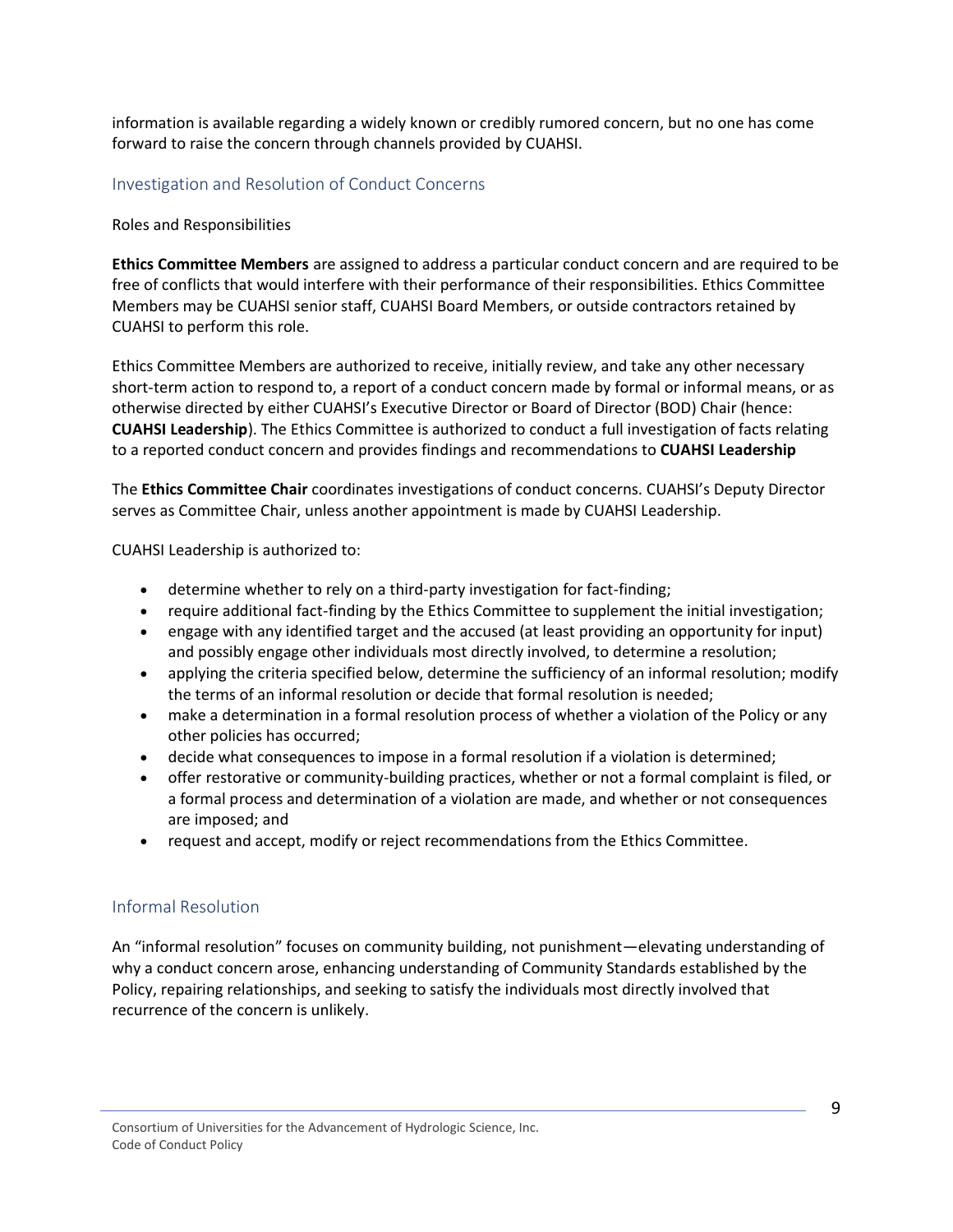information is available regarding a widely known or credibly rumored concern, but no one has come forward to raise the concern through channels provided by CUAHSI.

## Investigation and Resolution of Conduct Concerns

Roles and Responsibilities

**Ethics Committee Members** are assigned to address a particular conduct concern and are required to be free of conflicts that would interfere with their performance of their responsibilities. Ethics Committee Members may be CUAHSI senior staff, CUAHSI Board Members, or outside contractors retained by CUAHSI to perform this role.

Ethics Committee Members are authorized to receive, initially review, and take any other necessary short-term action to respond to, a report of a conduct concern made by formal or informal means, or as otherwise directed by either CUAHSI's Executive Director or Board of Director (BOD) Chair (hence: **CUAHSI Leadership**). The Ethics Committee is authorized to conduct a full investigation of facts relating to a reported conduct concern and provides findings and recommendations to **CUAHSI Leadership**

The **Ethics Committee Chair** coordinates investigations of conduct concerns. CUAHSI's Deputy Director serves as Committee Chair, unless another appointment is made by CUAHSI Leadership.

CUAHSI Leadership is authorized to:

- determine whether to rely on a third-party investigation for fact-finding;
- require additional fact-finding by the Ethics Committee to supplement the initial investigation;
- engage with any identified target and the accused (at least providing an opportunity for input) and possibly engage other individuals most directly involved, to determine a resolution;
- applying the criteria specified below, determine the sufficiency of an informal resolution; modify the terms of an informal resolution or decide that formal resolution is needed;
- make a determination in a formal resolution process of whether a violation of the Policy or any other policies has occurred;
- decide what consequences to impose in a formal resolution if a violation is determined;
- offer restorative or community-building practices, whether or not a formal complaint is filed, or a formal process and determination of a violation are made, and whether or not consequences are imposed; and
- request and accept, modify or reject recommendations from the Ethics Committee.

## Informal Resolution

An "informal resolution" focuses on community building, not punishment—elevating understanding of why a conduct concern arose, enhancing understanding of Community Standards established by the Policy, repairing relationships, and seeking to satisfy the individuals most directly involved that recurrence of the concern is unlikely.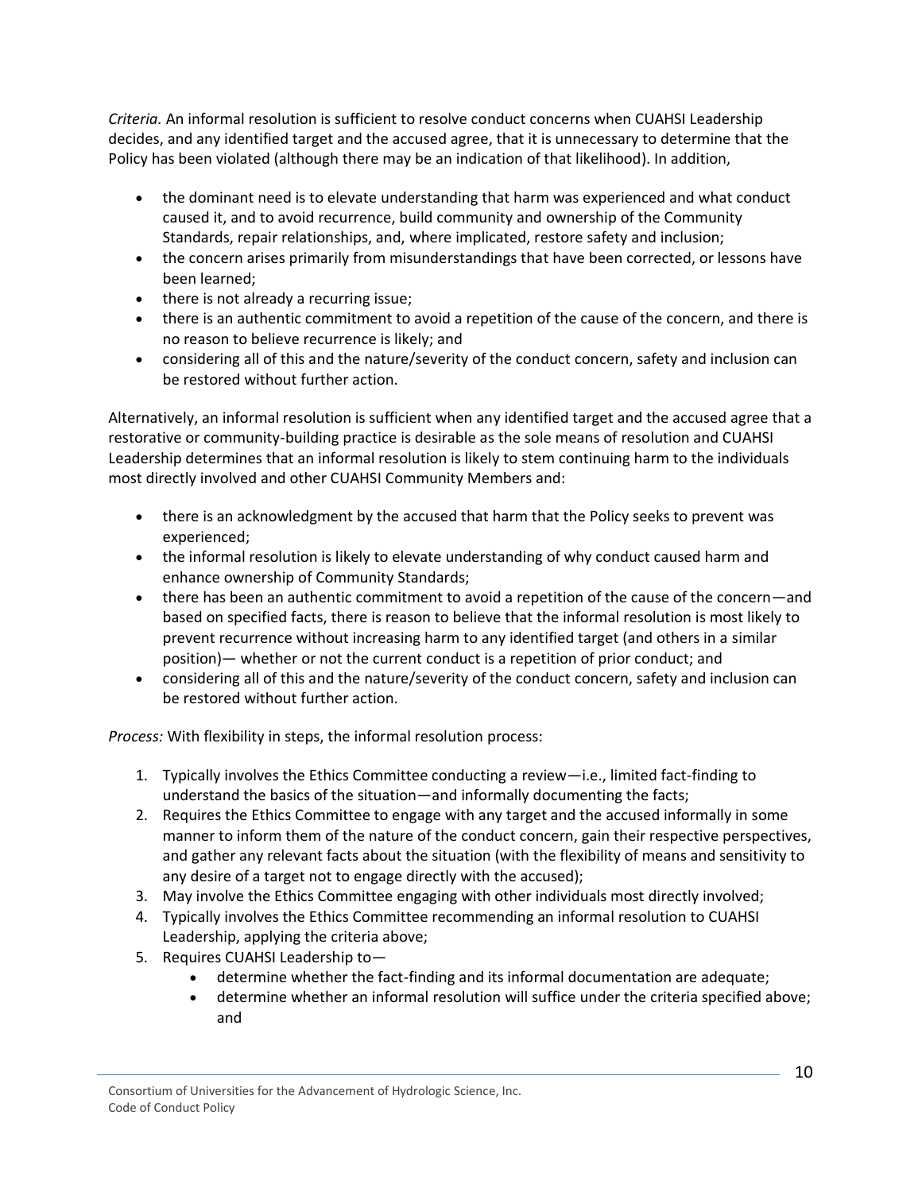*Criteria.* An informal resolution is sufficient to resolve conduct concerns when CUAHSI Leadership decides, and any identified target and the accused agree, that it is unnecessary to determine that the Policy has been violated (although there may be an indication of that likelihood). In addition,

- the dominant need is to elevate understanding that harm was experienced and what conduct caused it, and to avoid recurrence, build community and ownership of the Community Standards, repair relationships, and, where implicated, restore safety and inclusion;
- the concern arises primarily from misunderstandings that have been corrected, or lessons have been learned;
- there is not already a recurring issue;
- there is an authentic commitment to avoid a repetition of the cause of the concern, and there is no reason to believe recurrence is likely; and
- considering all of this and the nature/severity of the conduct concern, safety and inclusion can be restored without further action.

Alternatively, an informal resolution is sufficient when any identified target and the accused agree that a restorative or community-building practice is desirable as the sole means of resolution and CUAHSI Leadership determines that an informal resolution is likely to stem continuing harm to the individuals most directly involved and other CUAHSI Community Members and:

- there is an acknowledgment by the accused that harm that the Policy seeks to prevent was experienced;
- the informal resolution is likely to elevate understanding of why conduct caused harm and enhance ownership of Community Standards;
- there has been an authentic commitment to avoid a repetition of the cause of the concern—and based on specified facts, there is reason to believe that the informal resolution is most likely to prevent recurrence without increasing harm to any identified target (and others in a similar position)— whether or not the current conduct is a repetition of prior conduct; and
- considering all of this and the nature/severity of the conduct concern, safety and inclusion can be restored without further action.

*Process:* With flexibility in steps, the informal resolution process:

1. Typically involves the Ethics Committee conducting a review—i.e., limited fact-finding to understand the basics of the situation—and informally documenting the facts;
2. Requires the Ethics Committee to engage with any target and the accused informally in some manner to inform them of the nature of the conduct concern, gain their respective perspectives, and gather any relevant facts about the situation (with the flexibility of means and sensitivity to any desire of a target not to engage directly with the accused);
3. May involve the Ethics Committee engaging with other individuals most directly involved;
4. Typically involves the Ethics Committee recommending an informal resolution to CUAHSI Leadership, applying the criteria above;
5. Requires CUAHSI Leadership to—
   - determine whether the fact-finding and its informal documentation are adequate;
   - determine whether an informal resolution will suffice under the criteria specified above; and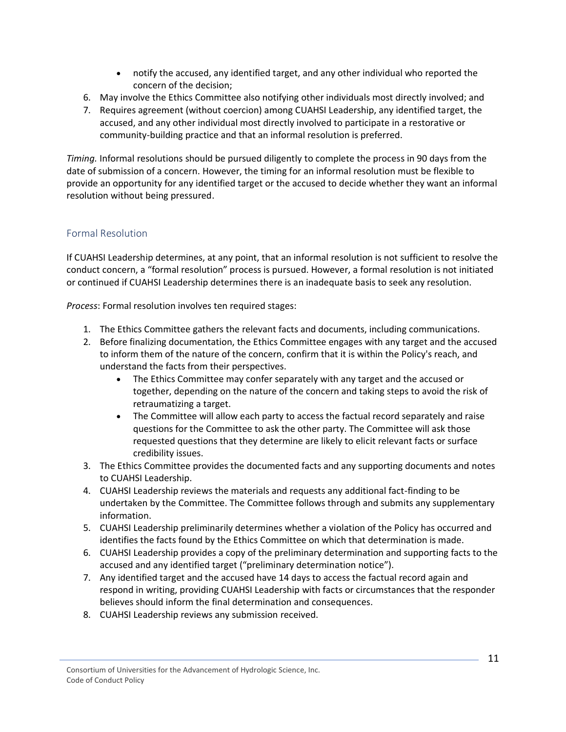- notify the accused, any identified target, and any other individual who reported the concern of the decision;

6. May involve the Ethics Committee also notifying other individuals most directly involved; and
7. Requires agreement (without coercion) among CUAHSI Leadership, any identified target, the accused, and any other individual most directly involved to participate in a restorative or community-building practice and that an informal resolution is preferred.

*Timing.* Informal resolutions should be pursued diligently to complete the process in 90 days from the date of submission of a concern. However, the timing for an informal resolution must be flexible to provide an opportunity for any identified target or the accused to decide whether they want an informal resolution without being pressured.

## Formal Resolution

If CUAHSI Leadership determines, at any point, that an informal resolution is not sufficient to resolve the conduct concern, a "formal resolution" process is pursued. However, a formal resolution is not initiated or continued if CUAHSI Leadership determines there is an inadequate basis to seek any resolution.

*Process*: Formal resolution involves ten required stages:

1. The Ethics Committee gathers the relevant facts and documents, including communications.
2. Before finalizing documentation, the Ethics Committee engages with any target and the accused to inform them of the nature of the concern, confirm that it is within the Policy's reach, and understand the facts from their perspectives.
   - The Ethics Committee may confer separately with any target and the accused or together, depending on the nature of the concern and taking steps to avoid the risk of retraumatizing a target.
   - The Committee will allow each party to access the factual record separately and raise questions for the Committee to ask the other party. The Committee will ask those requested questions that they determine are likely to elicit relevant facts or surface credibility issues.
3. The Ethics Committee provides the documented facts and any supporting documents and notes to CUAHSI Leadership.
4. CUAHSI Leadership reviews the materials and requests any additional fact-finding to be undertaken by the Committee. The Committee follows through and submits any supplementary information.
5. CUAHSI Leadership preliminarily determines whether a violation of the Policy has occurred and identifies the facts found by the Ethics Committee on which that determination is made.
6. CUAHSI Leadership provides a copy of the preliminary determination and supporting facts to the accused and any identified target ("preliminary determination notice").
7. Any identified target and the accused have 14 days to access the factual record again and respond in writing, providing CUAHSI Leadership with facts or circumstances that the responder believes should inform the final determination and consequences.
8. CUAHSI Leadership reviews any submission received.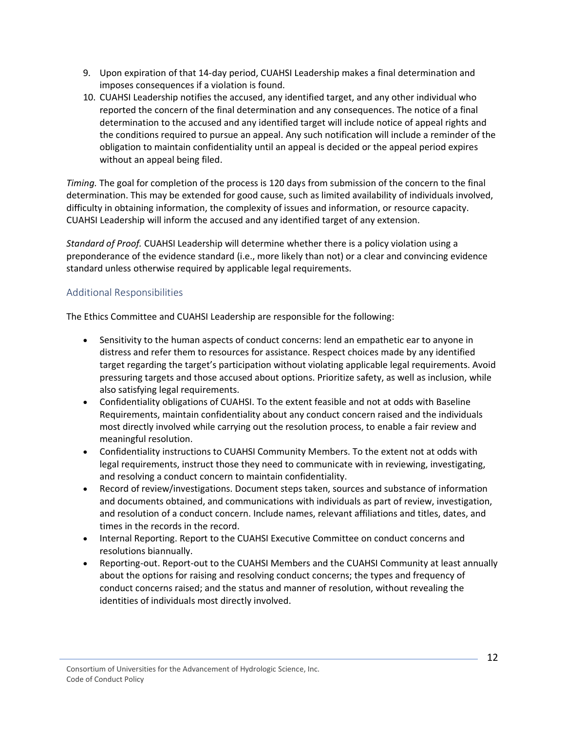9. Upon expiration of that 14-day period, CUAHSI Leadership makes a final determination and imposes consequences if a violation is found.
10. CUAHSI Leadership notifies the accused, any identified target, and any other individual who reported the concern of the final determination and any consequences. The notice of a final determination to the accused and any identified target will include notice of appeal rights and the conditions required to pursue an appeal. Any such notification will include a reminder of the obligation to maintain confidentiality until an appeal is decided or the appeal period expires without an appeal being filed.

*Timing.* The goal for completion of the process is 120 days from submission of the concern to the final determination. This may be extended for good cause, such as limited availability of individuals involved, difficulty in obtaining information, the complexity of issues and information, or resource capacity. CUAHSI Leadership will inform the accused and any identified target of any extension.

*Standard of Proof.* CUAHSI Leadership will determine whether there is a policy violation using a preponderance of the evidence standard (i.e., more likely than not) or a clear and convincing evidence standard unless otherwise required by applicable legal requirements.

## Additional Responsibilities

The Ethics Committee and CUAHSI Leadership are responsible for the following:

- Sensitivity to the human aspects of conduct concerns: lend an empathetic ear to anyone in distress and refer them to resources for assistance. Respect choices made by any identified target regarding the target's participation without violating applicable legal requirements. Avoid pressuring targets and those accused about options. Prioritize safety, as well as inclusion, while also satisfying legal requirements.
- Confidentiality obligations of CUAHSI. To the extent feasible and not at odds with Baseline Requirements, maintain confidentiality about any conduct concern raised and the individuals most directly involved while carrying out the resolution process, to enable a fair review and meaningful resolution.
- Confidentiality instructions to CUAHSI Community Members. To the extent not at odds with legal requirements, instruct those they need to communicate with in reviewing, investigating, and resolving a conduct concern to maintain confidentiality.
- Record of review/investigations. Document steps taken, sources and substance of information and documents obtained, and communications with individuals as part of review, investigation, and resolution of a conduct concern. Include names, relevant affiliations and titles, dates, and times in the records in the record.
- Internal Reporting. Report to the CUAHSI Executive Committee on conduct concerns and resolutions biannually.
- Reporting-out. Report-out to the CUAHSI Members and the CUAHSI Community at least annually about the options for raising and resolving conduct concerns; the types and frequency of conduct concerns raised; and the status and manner of resolution, without revealing the identities of individuals most directly involved.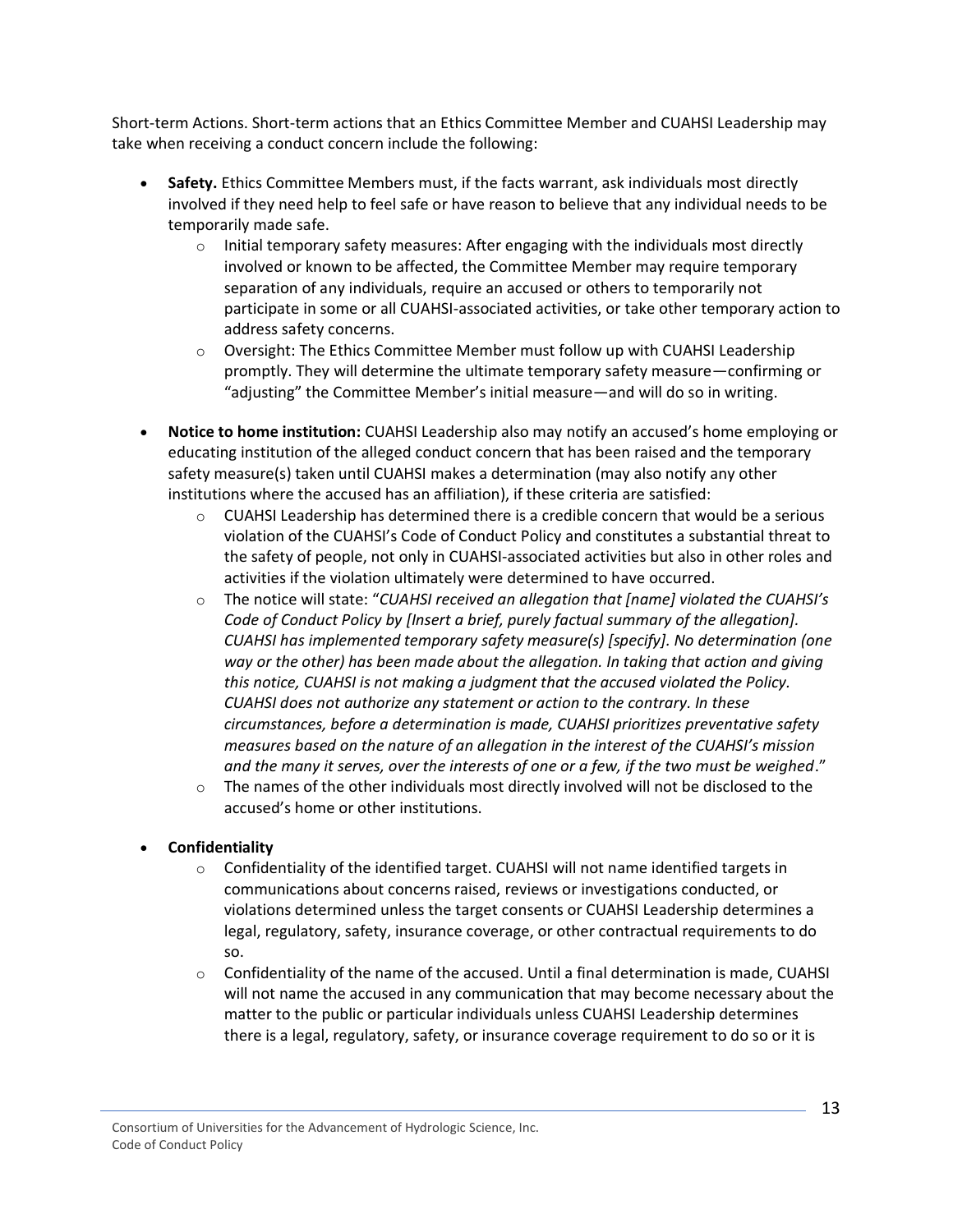Short-term Actions. Short-term actions that an Ethics Committee Member and CUAHSI Leadership may take when receiving a conduct concern include the following:

- **Safety.** Ethics Committee Members must, if the facts warrant, ask individuals most directly involved if they need help to feel safe or have reason to believe that any individual needs to be temporarily made safe.
    - Initial temporary safety measures: After engaging with the individuals most directly involved or known to be affected, the Committee Member may require temporary separation of any individuals, require an accused or others to temporarily not participate in some or all CUAHSI-associated activities, or take other temporary action to address safety concerns.
    - Oversight: The Ethics Committee Member must follow up with CUAHSI Leadership promptly. They will determine the ultimate temporary safety measure—confirming or "adjusting" the Committee Member's initial measure—and will do so in writing.
- **Notice to home institution:** CUAHSI Leadership also may notify an accused's home employing or educating institution of the alleged conduct concern that has been raised and the temporary safety measure(s) taken until CUAHSI makes a determination (may also notify any other institutions where the accused has an affiliation), if these criteria are satisfied:
    - CUAHSI Leadership has determined there is a credible concern that would be a serious violation of the CUAHSI's Code of Conduct Policy and constitutes a substantial threat to the safety of people, not only in CUAHSI-associated activities but also in other roles and activities if the violation ultimately were determined to have occurred.
    - The notice will state: "*CUAHSI received an allegation that [name] violated the CUAHSI's Code of Conduct Policy by [Insert a brief, purely factual summary of the allegation]. CUAHSI has implemented temporary safety measure(s) [specify]. No determination (one way or the other) has been made about the allegation. In taking that action and giving this notice, CUAHSI is not making a judgment that the accused violated the Policy. CUAHSI does not authorize any statement or action to the contrary. In these circumstances, before a determination is made, CUAHSI prioritizes preventative safety measures based on the nature of an allegation in the interest of the CUAHSI's mission and the many it serves, over the interests of one or a few, if the two must be weighed*."
    - The names of the other individuals most directly involved will not be disclosed to the accused's home or other institutions.
- **Confidentiality**
    - Confidentiality of the identified target. CUAHSI will not name identified targets in communications about concerns raised, reviews or investigations conducted, or violations determined unless the target consents or CUAHSI Leadership determines a legal, regulatory, safety, insurance coverage, or other contractual requirements to do so.
    - Confidentiality of the name of the accused. Until a final determination is made, CUAHSI will not name the accused in any communication that may become necessary about the matter to the public or particular individuals unless CUAHSI Leadership determines there is a legal, regulatory, safety, or insurance coverage requirement to do so or it is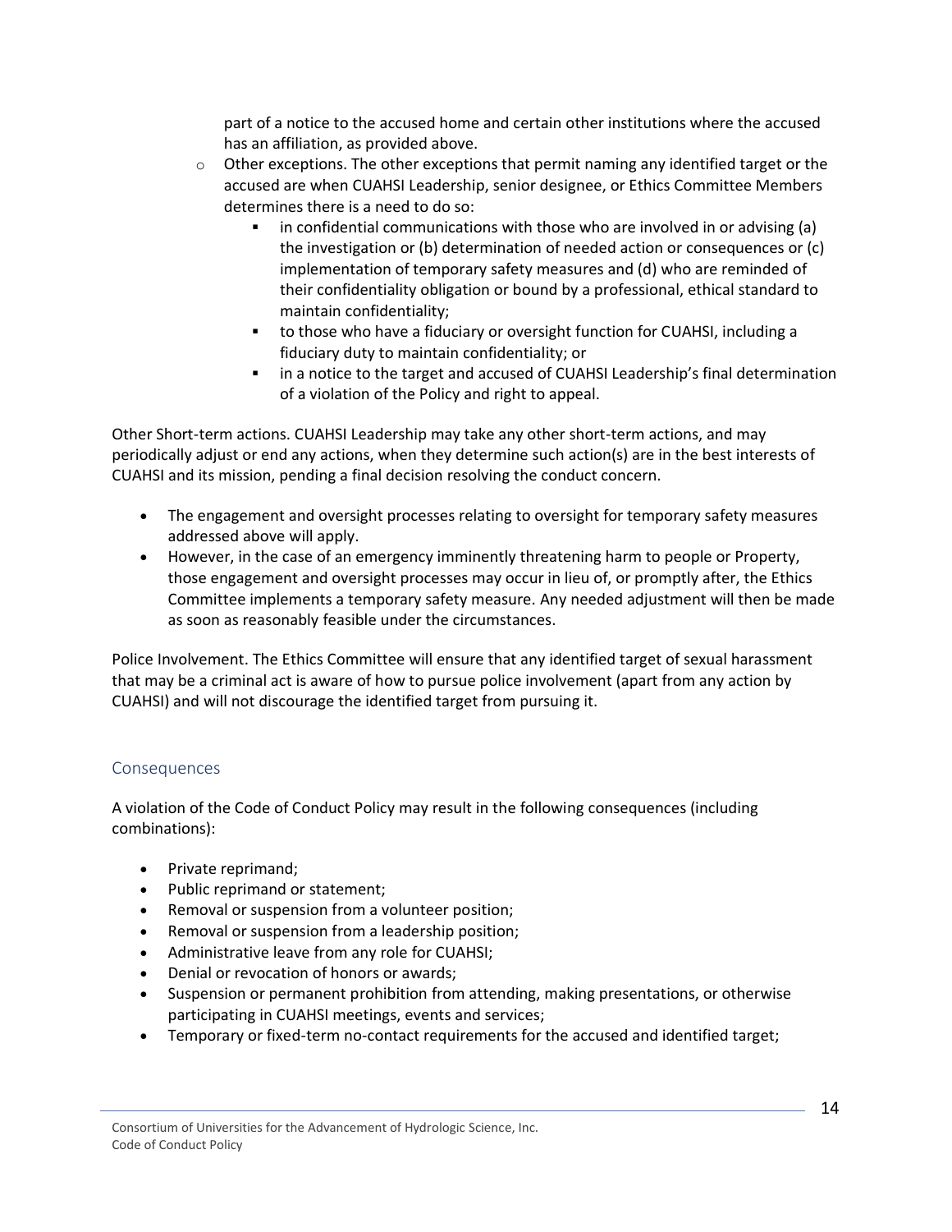part of a notice to the accused home and certain other institutions where the accused has an affiliation, as provided above.

- Other exceptions. The other exceptions that permit naming any identified target or the accused are when CUAHSI Leadership, senior designee, or Ethics Committee Members determines there is a need to do so:
  - in confidential communications with those who are involved in or advising (a) the investigation or (b) determination of needed action or consequences or (c) implementation of temporary safety measures and (d) who are reminded of their confidentiality obligation or bound by a professional, ethical standard to maintain confidentiality;
  - to those who have a fiduciary or oversight function for CUAHSI, including a fiduciary duty to maintain confidentiality; or
  - in a notice to the target and accused of CUAHSI Leadership's final determination of a violation of the Policy and right to appeal.

Other Short-term actions. CUAHSI Leadership may take any other short-term actions, and may periodically adjust or end any actions, when they determine such action(s) are in the best interests of CUAHSI and its mission, pending a final decision resolving the conduct concern.

- The engagement and oversight processes relating to oversight for temporary safety measures addressed above will apply.
- However, in the case of an emergency imminently threatening harm to people or Property, those engagement and oversight processes may occur in lieu of, or promptly after, the Ethics Committee implements a temporary safety measure. Any needed adjustment will then be made as soon as reasonably feasible under the circumstances.

Police Involvement. The Ethics Committee will ensure that any identified target of sexual harassment that may be a criminal act is aware of how to pursue police involvement (apart from any action by CUAHSI) and will not discourage the identified target from pursuing it.

## Consequences

A violation of the Code of Conduct Policy may result in the following consequences (including combinations):

- Private reprimand;
- Public reprimand or statement;
- Removal or suspension from a volunteer position;
- Removal or suspension from a leadership position;
- Administrative leave from any role for CUAHSI;
- Denial or revocation of honors or awards;
- Suspension or permanent prohibition from attending, making presentations, or otherwise participating in CUAHSI meetings, events and services;
- Temporary or fixed-term no-contact requirements for the accused and identified target;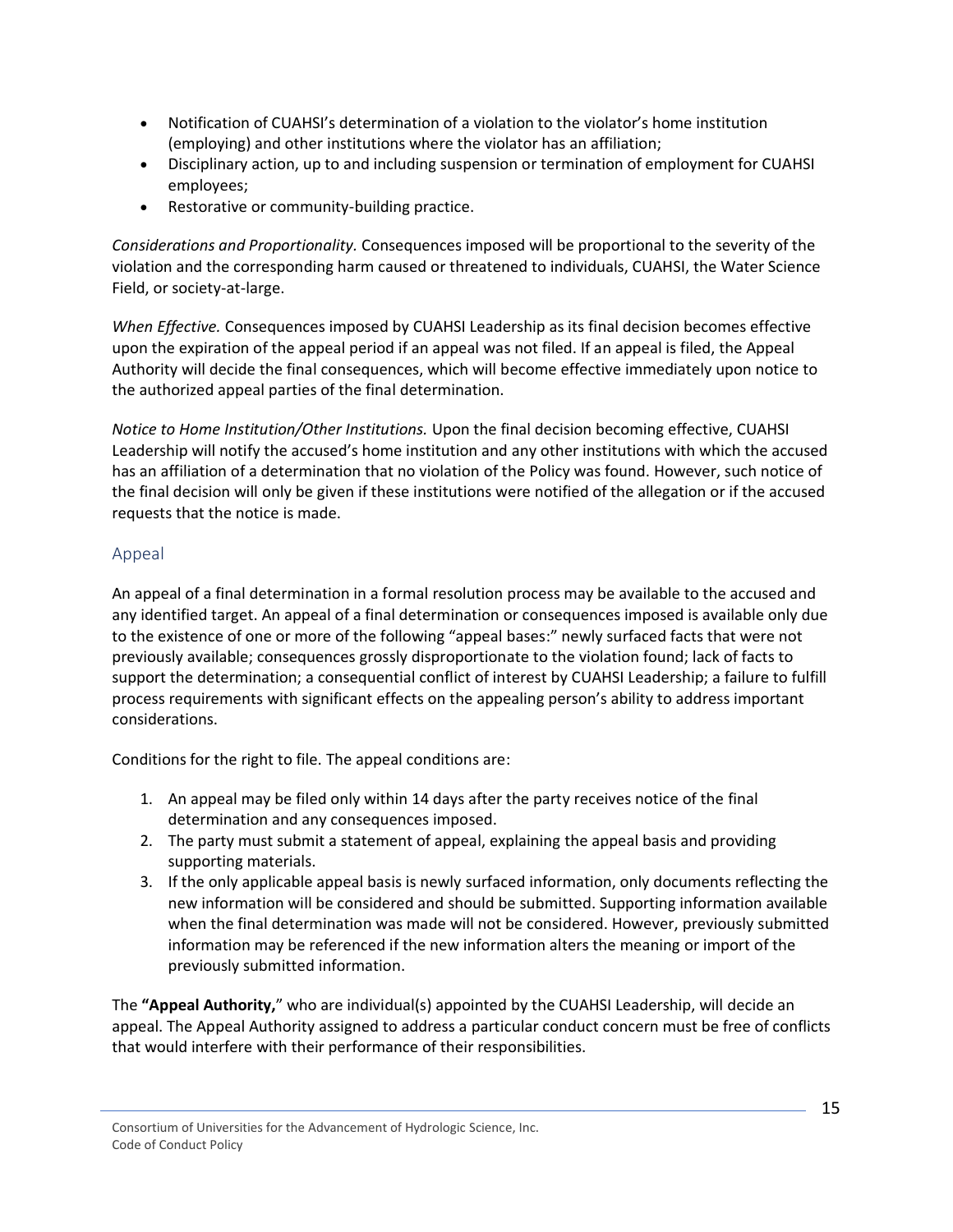- Notification of CUAHSI's determination of a violation to the violator's home institution (employing) and other institutions where the violator has an affiliation;
- Disciplinary action, up to and including suspension or termination of employment for CUAHSI employees;
- Restorative or community-building practice.

*Considerations and Proportionality.* Consequences imposed will be proportional to the severity of the violation and the corresponding harm caused or threatened to individuals, CUAHSI, the Water Science Field, or society-at-large.

*When Effective.* Consequences imposed by CUAHSI Leadership as its final decision becomes effective upon the expiration of the appeal period if an appeal was not filed. If an appeal is filed, the Appeal Authority will decide the final consequences, which will become effective immediately upon notice to the authorized appeal parties of the final determination.

*Notice to Home Institution/Other Institutions.* Upon the final decision becoming effective, CUAHSI Leadership will notify the accused's home institution and any other institutions with which the accused has an affiliation of a determination that no violation of the Policy was found. However, such notice of the final decision will only be given if these institutions were notified of the allegation or if the accused requests that the notice is made.

## Appeal

An appeal of a final determination in a formal resolution process may be available to the accused and any identified target. An appeal of a final determination or consequences imposed is available only due to the existence of one or more of the following "appeal bases:" newly surfaced facts that were not previously available; consequences grossly disproportionate to the violation found; lack of facts to support the determination; a consequential conflict of interest by CUAHSI Leadership; a failure to fulfill process requirements with significant effects on the appealing person's ability to address important considerations.

Conditions for the right to file. The appeal conditions are:

1. An appeal may be filed only within 14 days after the party receives notice of the final determination and any consequences imposed.
2. The party must submit a statement of appeal, explaining the appeal basis and providing supporting materials.
3. If the only applicable appeal basis is newly surfaced information, only documents reflecting the new information will be considered and should be submitted. Supporting information available when the final determination was made will not be considered. However, previously submitted information may be referenced if the new information alters the meaning or import of the previously submitted information.

The **"Appeal Authority,**" who are individual(s) appointed by the CUAHSI Leadership, will decide an appeal. The Appeal Authority assigned to address a particular conduct concern must be free of conflicts that would interfere with their performance of their responsibilities.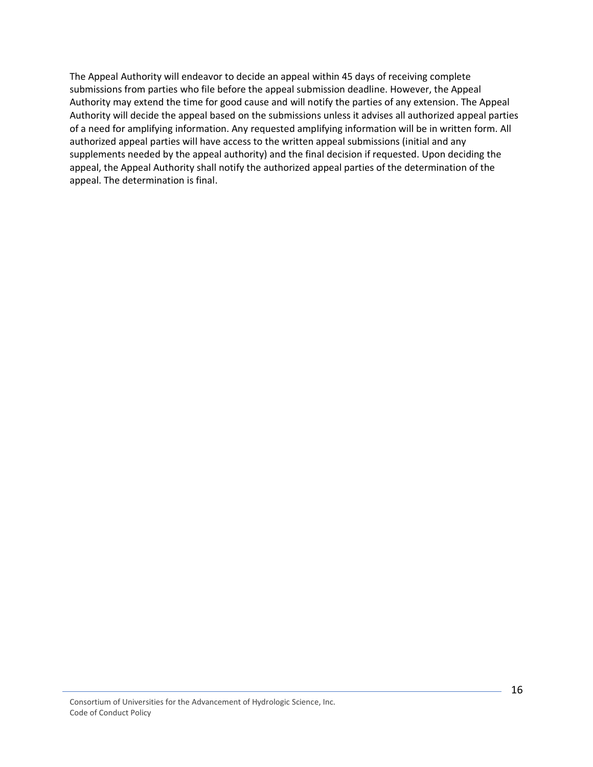The Appeal Authority will endeavor to decide an appeal within 45 days of receiving complete submissions from parties who file before the appeal submission deadline. However, the Appeal Authority may extend the time for good cause and will notify the parties of any extension. The Appeal Authority will decide the appeal based on the submissions unless it advises all authorized appeal parties of a need for amplifying information. Any requested amplifying information will be in written form. All authorized appeal parties will have access to the written appeal submissions (initial and any supplements needed by the appeal authority) and the final decision if requested. Upon deciding the appeal, the Appeal Authority shall notify the authorized appeal parties of the determination of the appeal. The determination is final.